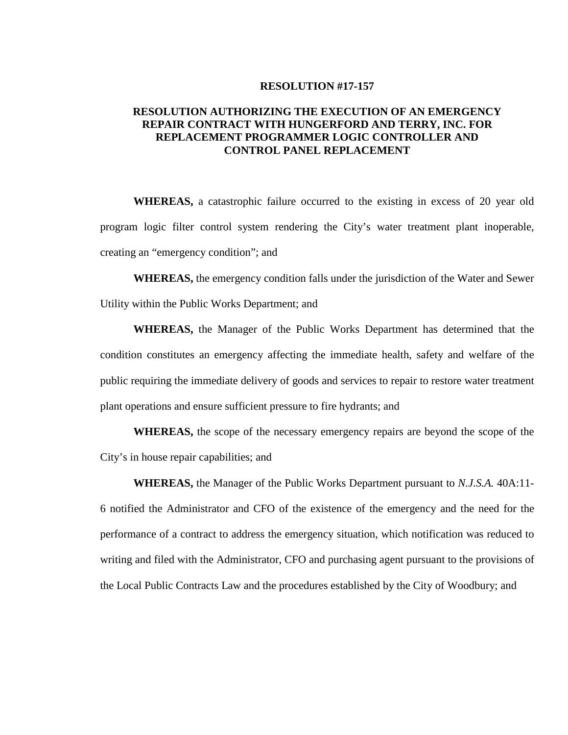**RESOLUTION #17-157**

**RESOLUTION AUTHORIZING THE EXECUTION OF AN EMERGENCY REPAIR CONTRACT WITH HUNGERFORD AND TERRY, INC. FOR REPLACEMENT PROGRAMMER LOGIC CONTROLLER AND CONTROL PANEL REPLACEMENT**

**WHEREAS,** a catastrophic failure occurred to the existing in excess of 20 year old program logic filter control system rendering the City's water treatment plant inoperable, creating an "emergency condition"; and

**WHEREAS,** the emergency condition falls under the jurisdiction of the Water and Sewer Utility within the Public Works Department; and

**WHEREAS,** the Manager of the Public Works Department has determined that the condition constitutes an emergency affecting the immediate health, safety and welfare of the public requiring the immediate delivery of goods and services to repair to restore water treatment plant operations and ensure sufficient pressure to fire hydrants; and

**WHEREAS,** the scope of the necessary emergency repairs are beyond the scope of the City's in house repair capabilities; and

**WHEREAS,** the Manager of the Public Works Department pursuant to *N.J.S.A.* 40A:11-6 notified the Administrator and CFO of the existence of the emergency and the need for the performance of a contract to address the emergency situation, which notification was reduced to writing and filed with the Administrator, CFO and purchasing agent pursuant to the provisions of the Local Public Contracts Law and the procedures established by the City of Woodbury; and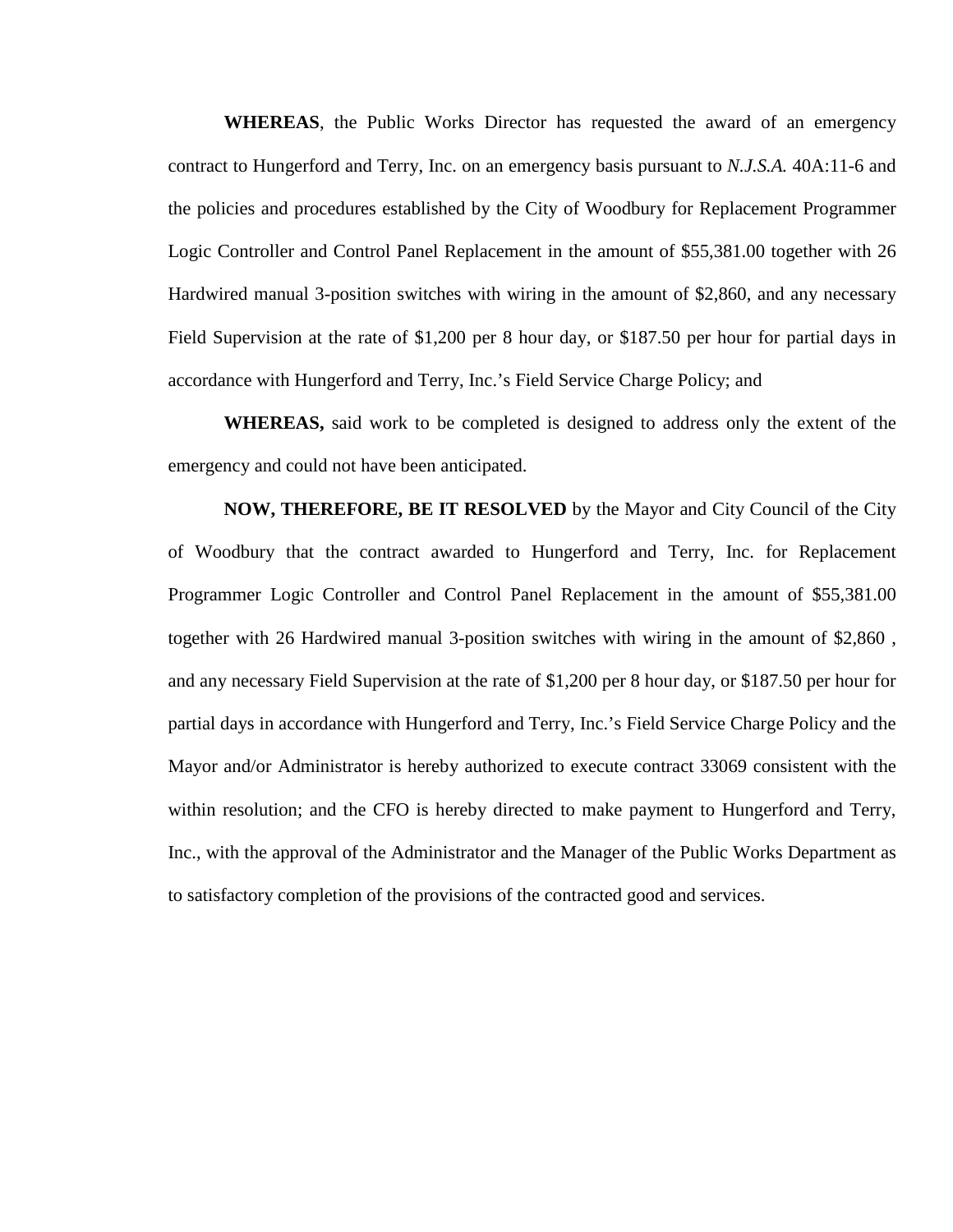**WHEREAS**, the Public Works Director has requested the award of an emergency contract to Hungerford and Terry, Inc. on an emergency basis pursuant to *N.J.S.A.* 40A:11-6 and the policies and procedures established by the City of Woodbury for Replacement Programmer Logic Controller and Control Panel Replacement in the amount of $55,381.00 together with 26 Hardwired manual 3-position switches with wiring in the amount of $2,860, and any necessary Field Supervision at the rate of $1,200 per 8 hour day, or $187.50 per hour for partial days in accordance with Hungerford and Terry, Inc.'s Field Service Charge Policy; and

**WHEREAS,** said work to be completed is designed to address only the extent of the emergency and could not have been anticipated.

**NOW, THEREFORE, BE IT RESOLVED** by the Mayor and City Council of the City of Woodbury that the contract awarded to Hungerford and Terry, Inc. for Replacement Programmer Logic Controller and Control Panel Replacement in the amount of $55,381.00 together with 26 Hardwired manual 3-position switches with wiring in the amount of $2,860 , and any necessary Field Supervision at the rate of $1,200 per 8 hour day, or $187.50 per hour for partial days in accordance with Hungerford and Terry, Inc.'s Field Service Charge Policy and the Mayor and/or Administrator is hereby authorized to execute contract 33069 consistent with the within resolution; and the CFO is hereby directed to make payment to Hungerford and Terry, Inc., with the approval of the Administrator and the Manager of the Public Works Department as to satisfactory completion of the provisions of the contracted good and services.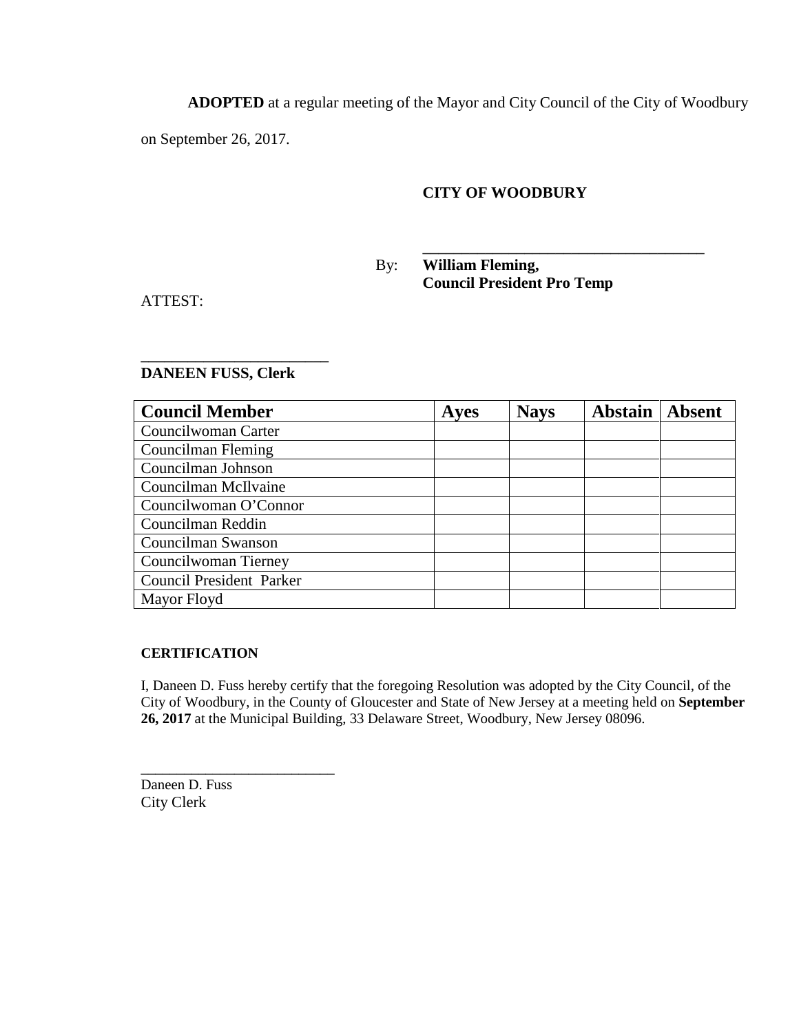**ADOPTED** at a regular meeting of the Mayor and City Council of the City of Woodbury on September 26, 2017.

**CITY OF WOODBURY**

By: \_\_\_\_\_\_\_\_\_\_\_\_\_\_\_\_\_\_\_\_\_\_\_\_\_\_\_\_\_\_\_\_\_\_\_\_\_\_
**William Fleming,**
**Council President Pro Temp**

ATTEST:

\_\_\_\_\_\_\_\_\_\_\_\_\_\_\_\_\_\_\_\_\_\_\_\_\_
**DANEEN FUSS, Clerk**

| Council Member | Ayes | Nays | Abstain | Absent |
|---|---|---|---|---|
| Councilwoman Carter | | | | |
| Councilman Fleming | | | | |
| Councilman Johnson | | | | |
| Councilman McIlvaine | | | | |
| Councilwoman O'Connor | | | | |
| Councilman Reddin | | | | |
| Councilman Swanson | | | | |
| Councilwoman Tierney | | | | |
| Council President Parker | | | | |
| Mayor Floyd | | | | |

**CERTIFICATION**

I, Daneen D. Fuss hereby certify that the foregoing Resolution was adopted by the City Council, of the City of Woodbury, in the County of Gloucester and State of New Jersey at a meeting held on **September 26, 2017** at the Municipal Building, 33 Delaware Street, Woodbury, New Jersey 08096.

\_\_\_\_\_\_\_\_\_\_\_\_\_\_\_\_\_\_\_\_\_\_\_\_\_\_\_
Daneen D. Fuss
City Clerk